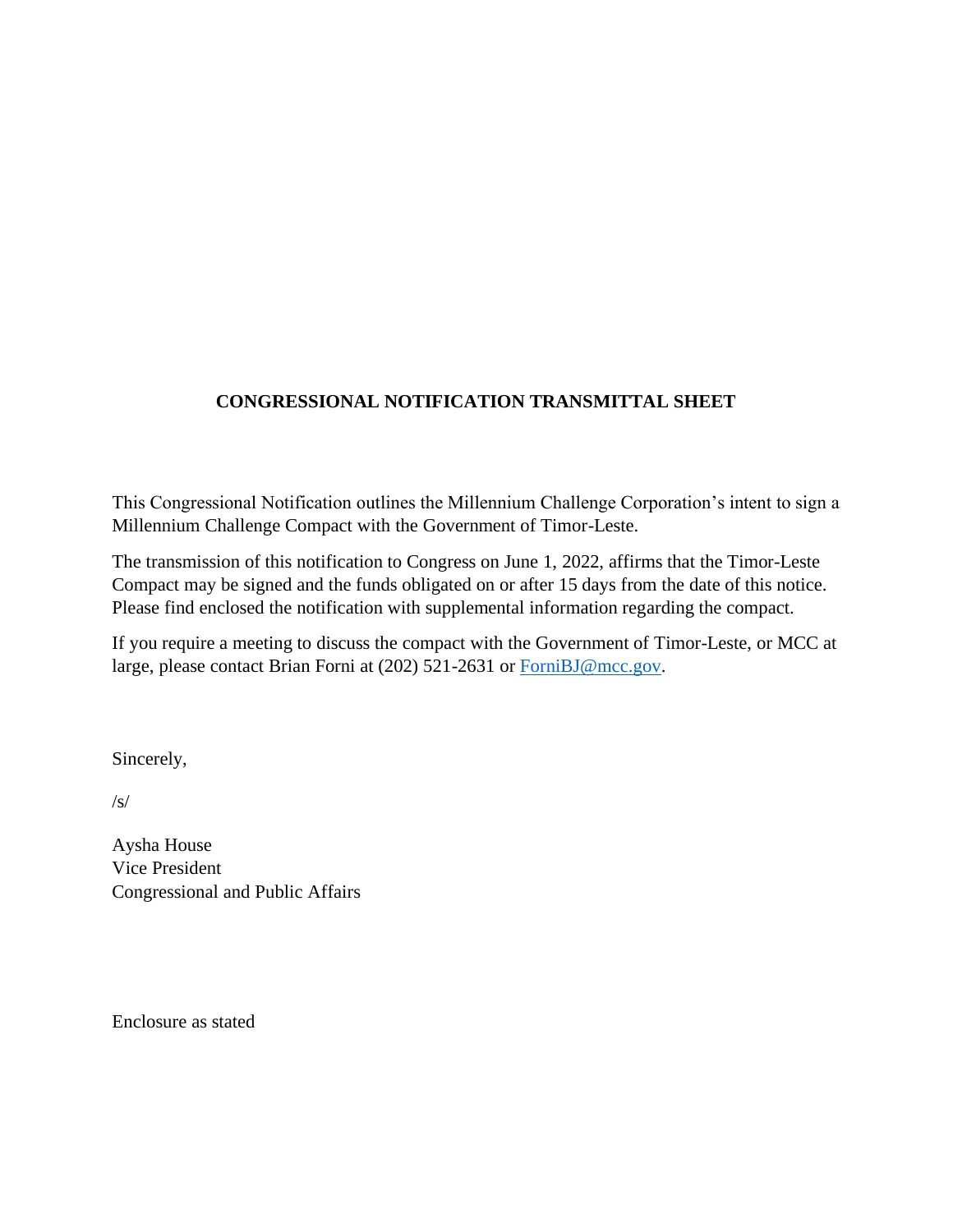**CONGRESSIONAL NOTIFICATION TRANSMITTAL SHEET**

This Congressional Notification outlines the Millennium Challenge Corporation's intent to sign a Millennium Challenge Compact with the Government of Timor-Leste.

The transmission of this notification to Congress on June 1, 2022, affirms that the Timor-Leste Compact may be signed and the funds obligated on or after 15 days from the date of this notice. Please find enclosed the notification with supplemental information regarding the compact.

If you require a meeting to discuss the compact with the Government of Timor-Leste, or MCC at large, please contact Brian Forni at (202) 521-2631 or FomiBJ@mcc.gov.

Sincerely,

/s/

Aysha House
Vice President
Congressional and Public Affairs

Enclosure as stated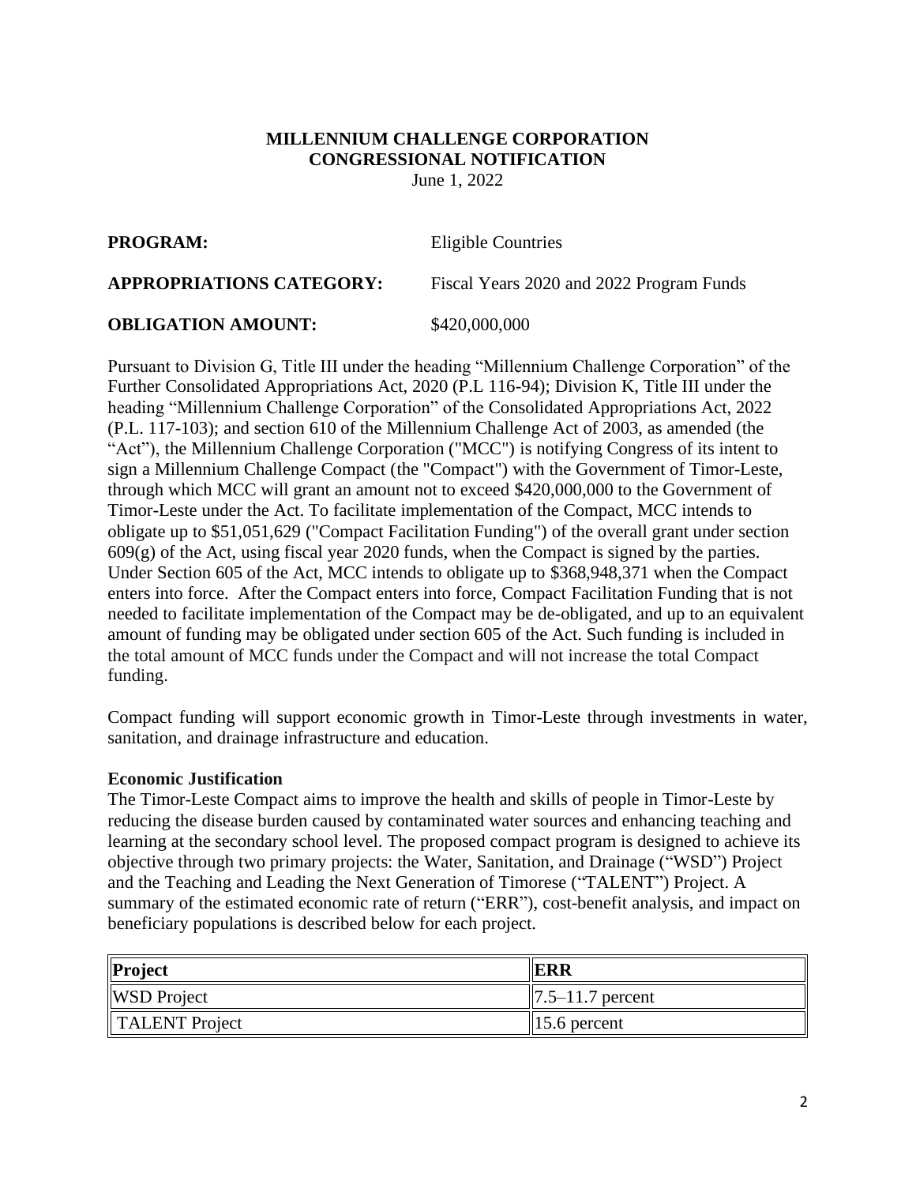**MILLENNIUM CHALLENGE CORPORATION**
**CONGRESSIONAL NOTIFICATION**
June 1, 2022

**PROGRAM:** Eligible Countries

**APPROPRIATIONS CATEGORY:** Fiscal Years 2020 and 2022 Program Funds

**OBLIGATION AMOUNT:** $420,000,000

Pursuant to Division G, Title III under the heading "Millennium Challenge Corporation" of the Further Consolidated Appropriations Act, 2020 (P.L 116-94); Division K, Title III under the heading "Millennium Challenge Corporation" of the Consolidated Appropriations Act, 2022 (P.L. 117-103); and section 610 of the Millennium Challenge Act of 2003, as amended (the "Act"), the Millennium Challenge Corporation ("MCC") is notifying Congress of its intent to sign a Millennium Challenge Compact (the "Compact") with the Government of Timor-Leste, through which MCC will grant an amount not to exceed $420,000,000 to the Government of Timor-Leste under the Act. To facilitate implementation of the Compact, MCC intends to obligate up to $51,051,629 ("Compact Facilitation Funding") of the overall grant under section 609(g) of the Act, using fiscal year 2020 funds, when the Compact is signed by the parties. Under Section 605 of the Act, MCC intends to obligate up to $368,948,371 when the Compact enters into force. After the Compact enters into force, Compact Facilitation Funding that is not needed to facilitate implementation of the Compact may be de-obligated, and up to an equivalent amount of funding may be obligated under section 605 of the Act. Such funding is included in the total amount of MCC funds under the Compact and will not increase the total Compact funding.

Compact funding will support economic growth in Timor-Leste through investments in water, sanitation, and drainage infrastructure and education.

**Economic Justification**

The Timor-Leste Compact aims to improve the health and skills of people in Timor-Leste by reducing the disease burden caused by contaminated water sources and enhancing teaching and learning at the secondary school level. The proposed compact program is designed to achieve its objective through two primary projects: the Water, Sanitation, and Drainage ("WSD") Project and the Teaching and Leading the Next Generation of Timorese ("TALENT") Project. A summary of the estimated economic rate of return ("ERR"), cost-benefit analysis, and impact on beneficiary populations is described below for each project.

| Project | ERR |
|---|---|
| WSD Project | 7.5–11.7 percent |
| TALENT Project | 15.6 percent |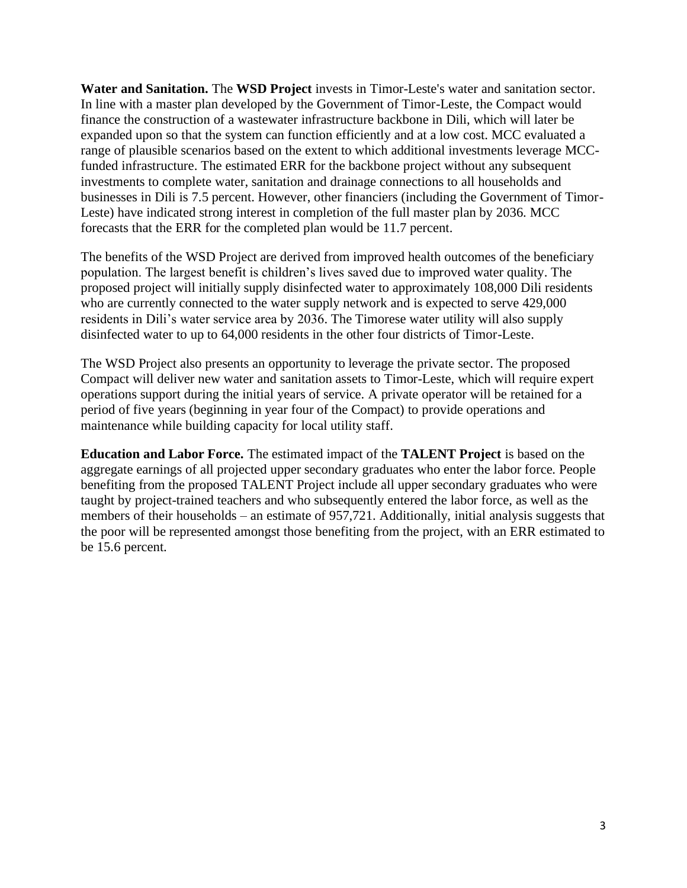**Water and Sanitation.** The **WSD Project** invests in Timor-Leste's water and sanitation sector. In line with a master plan developed by the Government of Timor-Leste, the Compact would finance the construction of a wastewater infrastructure backbone in Dili, which will later be expanded upon so that the system can function efficiently and at a low cost. MCC evaluated a range of plausible scenarios based on the extent to which additional investments leverage MCC-funded infrastructure. The estimated ERR for the backbone project without any subsequent investments to complete water, sanitation and drainage connections to all households and businesses in Dili is 7.5 percent. However, other financiers (including the Government of Timor-Leste) have indicated strong interest in completion of the full master plan by 2036. MCC forecasts that the ERR for the completed plan would be 11.7 percent.

The benefits of the WSD Project are derived from improved health outcomes of the beneficiary population. The largest benefit is children's lives saved due to improved water quality. The proposed project will initially supply disinfected water to approximately 108,000 Dili residents who are currently connected to the water supply network and is expected to serve 429,000 residents in Dili's water service area by 2036. The Timorese water utility will also supply disinfected water to up to 64,000 residents in the other four districts of Timor-Leste.

The WSD Project also presents an opportunity to leverage the private sector. The proposed Compact will deliver new water and sanitation assets to Timor-Leste, which will require expert operations support during the initial years of service. A private operator will be retained for a period of five years (beginning in year four of the Compact) to provide operations and maintenance while building capacity for local utility staff.

**Education and Labor Force.** The estimated impact of the **TALENT Project** is based on the aggregate earnings of all projected upper secondary graduates who enter the labor force. People benefiting from the proposed TALENT Project include all upper secondary graduates who were taught by project-trained teachers and who subsequently entered the labor force, as well as the members of their households – an estimate of 957,721. Additionally, initial analysis suggests that the poor will be represented amongst those benefiting from the project, with an ERR estimated to be 15.6 percent.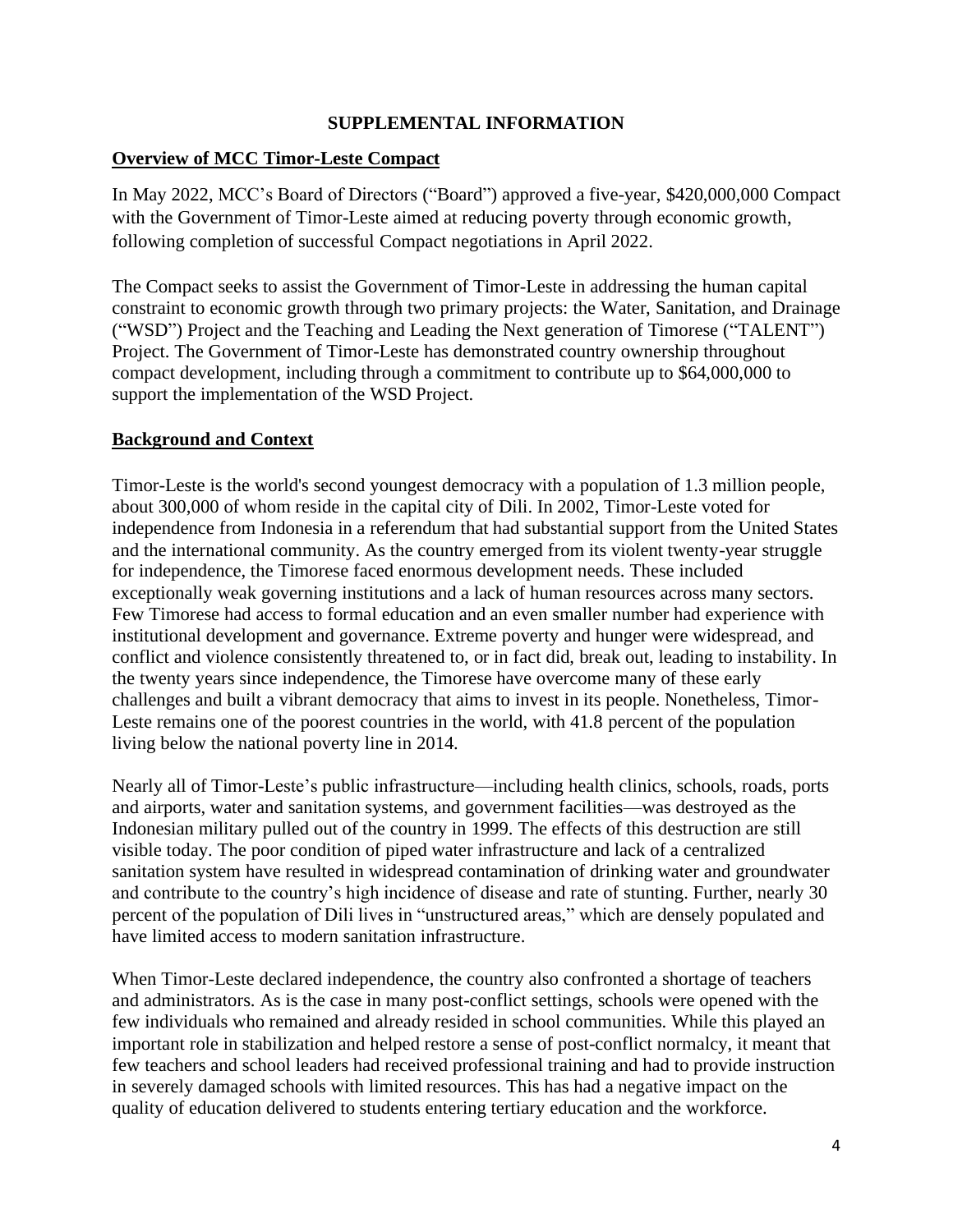**SUPPLEMENTAL INFORMATION**

**Overview of MCC Timor-Leste Compact**

In May 2022, MCC's Board of Directors ("Board") approved a five-year, $420,000,000 Compact with the Government of Timor-Leste aimed at reducing poverty through economic growth, following completion of successful Compact negotiations in April 2022.

The Compact seeks to assist the Government of Timor-Leste in addressing the human capital constraint to economic growth through two primary projects: the Water, Sanitation, and Drainage ("WSD") Project and the Teaching and Leading the Next generation of Timorese ("TALENT") Project. The Government of Timor-Leste has demonstrated country ownership throughout compact development, including through a commitment to contribute up to $64,000,000 to support the implementation of the WSD Project.

**Background and Context**

Timor-Leste is the world's second youngest democracy with a population of 1.3 million people, about 300,000 of whom reside in the capital city of Dili. In 2002, Timor-Leste voted for independence from Indonesia in a referendum that had substantial support from the United States and the international community. As the country emerged from its violent twenty-year struggle for independence, the Timorese faced enormous development needs. These included exceptionally weak governing institutions and a lack of human resources across many sectors. Few Timorese had access to formal education and an even smaller number had experience with institutional development and governance. Extreme poverty and hunger were widespread, and conflict and violence consistently threatened to, or in fact did, break out, leading to instability. In the twenty years since independence, the Timorese have overcome many of these early challenges and built a vibrant democracy that aims to invest in its people. Nonetheless, Timor-Leste remains one of the poorest countries in the world, with 41.8 percent of the population living below the national poverty line in 2014.

Nearly all of Timor-Leste's public infrastructure—including health clinics, schools, roads, ports and airports, water and sanitation systems, and government facilities—was destroyed as the Indonesian military pulled out of the country in 1999. The effects of this destruction are still visible today. The poor condition of piped water infrastructure and lack of a centralized sanitation system have resulted in widespread contamination of drinking water and groundwater and contribute to the country's high incidence of disease and rate of stunting. Further, nearly 30 percent of the population of Dili lives in "unstructured areas," which are densely populated and have limited access to modern sanitation infrastructure.

When Timor-Leste declared independence, the country also confronted a shortage of teachers and administrators. As is the case in many post-conflict settings, schools were opened with the few individuals who remained and already resided in school communities. While this played an important role in stabilization and helped restore a sense of post-conflict normalcy, it meant that few teachers and school leaders had received professional training and had to provide instruction in severely damaged schools with limited resources. This has had a negative impact on the quality of education delivered to students entering tertiary education and the workforce.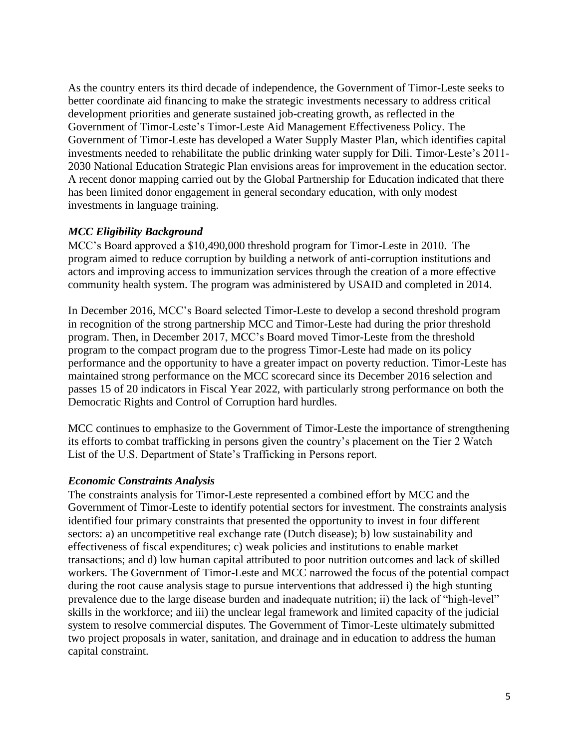As the country enters its third decade of independence, the Government of Timor-Leste seeks to better coordinate aid financing to make the strategic investments necessary to address critical development priorities and generate sustained job-creating growth, as reflected in the Government of Timor-Leste's Timor-Leste Aid Management Effectiveness Policy. The Government of Timor-Leste has developed a Water Supply Master Plan, which identifies capital investments needed to rehabilitate the public drinking water supply for Dili. Timor-Leste's 2011-2030 National Education Strategic Plan envisions areas for improvement in the education sector. A recent donor mapping carried out by the Global Partnership for Education indicated that there has been limited donor engagement in general secondary education, with only modest investments in language training.

### *MCC Eligibility Background*

MCC's Board approved a $10,490,000 threshold program for Timor-Leste in 2010. The program aimed to reduce corruption by building a network of anti-corruption institutions and actors and improving access to immunization services through the creation of a more effective community health system. The program was administered by USAID and completed in 2014.

In December 2016, MCC's Board selected Timor-Leste to develop a second threshold program in recognition of the strong partnership MCC and Timor-Leste had during the prior threshold program. Then, in December 2017, MCC's Board moved Timor-Leste from the threshold program to the compact program due to the progress Timor-Leste had made on its policy performance and the opportunity to have a greater impact on poverty reduction. Timor-Leste has maintained strong performance on the MCC scorecard since its December 2016 selection and passes 15 of 20 indicators in Fiscal Year 2022, with particularly strong performance on both the Democratic Rights and Control of Corruption hard hurdles.

MCC continues to emphasize to the Government of Timor-Leste the importance of strengthening its efforts to combat trafficking in persons given the country's placement on the Tier 2 Watch List of the U.S. Department of State's Trafficking in Persons report.

### *Economic Constraints Analysis*

The constraints analysis for Timor-Leste represented a combined effort by MCC and the Government of Timor-Leste to identify potential sectors for investment. The constraints analysis identified four primary constraints that presented the opportunity to invest in four different sectors: a) an uncompetitive real exchange rate (Dutch disease); b) low sustainability and effectiveness of fiscal expenditures; c) weak policies and institutions to enable market transactions; and d) low human capital attributed to poor nutrition outcomes and lack of skilled workers. The Government of Timor-Leste and MCC narrowed the focus of the potential compact during the root cause analysis stage to pursue interventions that addressed i) the high stunting prevalence due to the large disease burden and inadequate nutrition; ii) the lack of "high-level" skills in the workforce; and iii) the unclear legal framework and limited capacity of the judicial system to resolve commercial disputes. The Government of Timor-Leste ultimately submitted two project proposals in water, sanitation, and drainage and in education to address the human capital constraint.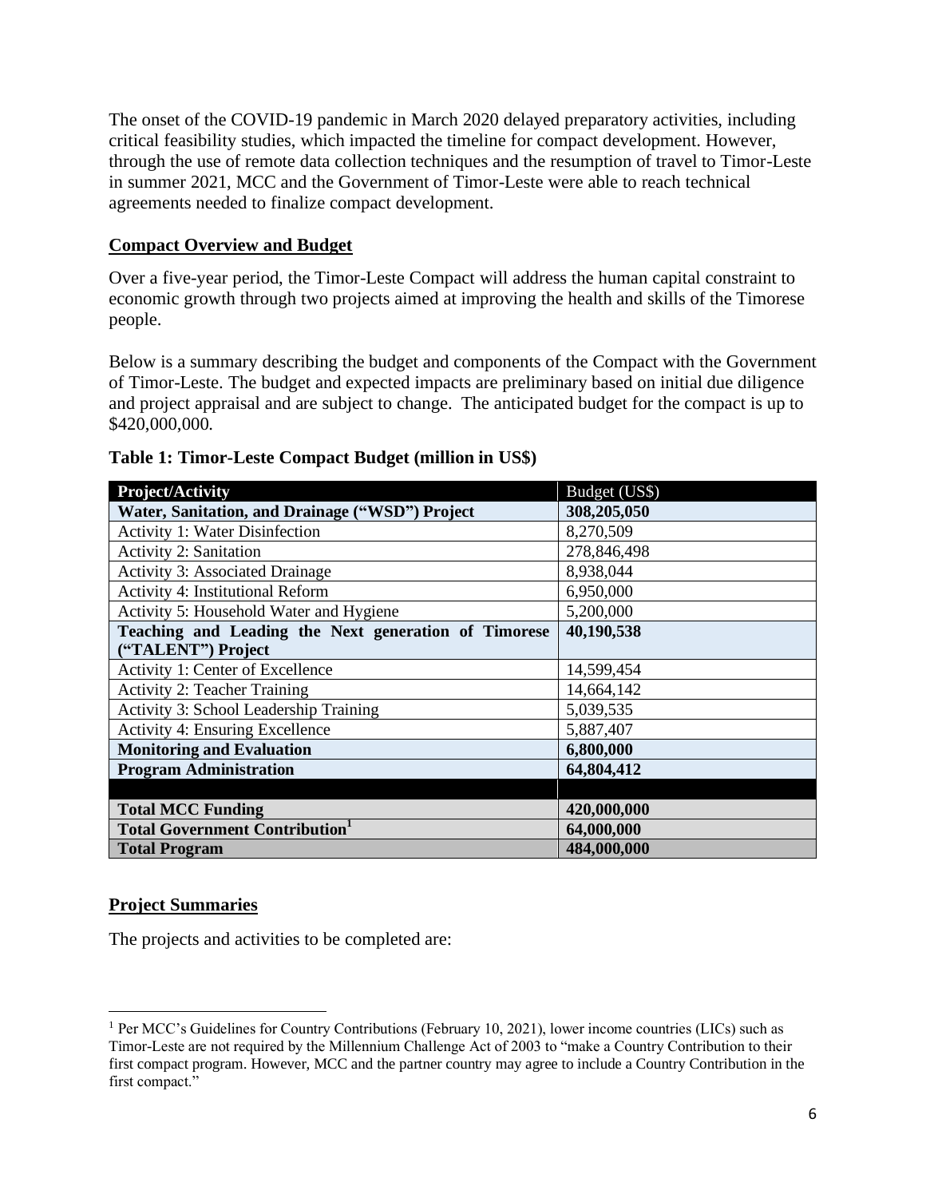The onset of the COVID-19 pandemic in March 2020 delayed preparatory activities, including critical feasibility studies, which impacted the timeline for compact development. However, through the use of remote data collection techniques and the resumption of travel to Timor-Leste in summer 2021, MCC and the Government of Timor-Leste were able to reach technical agreements needed to finalize compact development.

## Compact Overview and Budget

Over a five-year period, the Timor-Leste Compact will address the human capital constraint to economic growth through two projects aimed at improving the health and skills of the Timorese people.

Below is a summary describing the budget and components of the Compact with the Government of Timor-Leste. The budget and expected impacts are preliminary based on initial due diligence and project appraisal and are subject to change. The anticipated budget for the compact is up to $420,000,000.

**Table 1: Timor-Leste Compact Budget (million in US$)**

| Project/Activity | Budget (US$) |
|---|---|
| **Water, Sanitation, and Drainage ("WSD") Project** | **308,205,050** |
| Activity 1: Water Disinfection | 8,270,509 |
| Activity 2: Sanitation | 278,846,498 |
| Activity 3: Associated Drainage | 8,938,044 |
| Activity 4: Institutional Reform | 6,950,000 |
| Activity 5: Household Water and Hygiene | 5,200,000 |
| **Teaching and Leading the Next generation of Timorese ("TALENT") Project** | **40,190,538** |
| Activity 1: Center of Excellence | 14,599,454 |
| Activity 2: Teacher Training | 14,664,142 |
| Activity 3: School Leadership Training | 5,039,535 |
| Activity 4: Ensuring Excellence | 5,887,407 |
| **Monitoring and Evaluation** | **6,800,000** |
| **Program Administration** | **64,804,412** |
| | |
| **Total MCC Funding** | **420,000,000** |
| **Total Government Contribution[1]** | **64,000,000** |
| **Total Program** | **484,000,000** |

## Project Summaries

The projects and activities to be completed are:

[1] Per MCC's Guidelines for Country Contributions (February 10, 2021), lower income countries (LICs) such as Timor-Leste are not required by the Millennium Challenge Act of 2003 to "make a Country Contribution to their first compact program. However, MCC and the partner country may agree to include a Country Contribution in the first compact."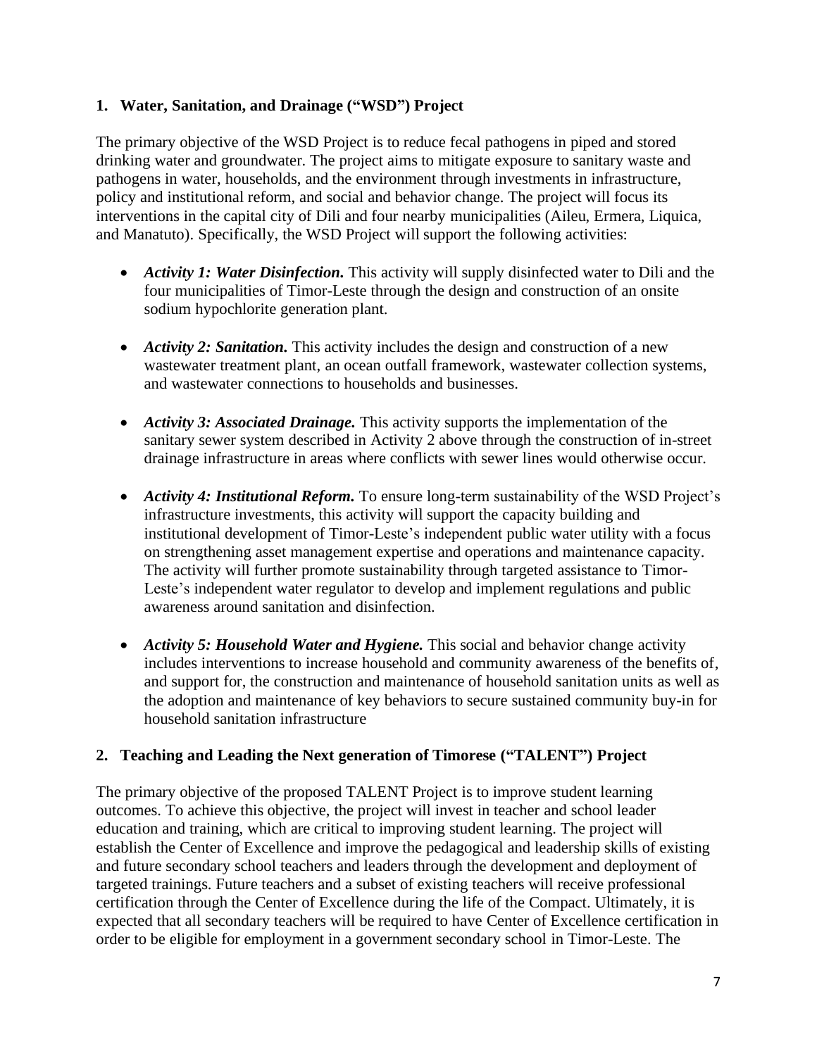## 1. Water, Sanitation, and Drainage ("WSD") Project

The primary objective of the WSD Project is to reduce fecal pathogens in piped and stored drinking water and groundwater. The project aims to mitigate exposure to sanitary waste and pathogens in water, households, and the environment through investments in infrastructure, policy and institutional reform, and social and behavior change. The project will focus its interventions in the capital city of Dili and four nearby municipalities (Aileu, Ermera, Liquica, and Manatuto). Specifically, the WSD Project will support the following activities:

- ***Activity 1: Water Disinfection.*** This activity will supply disinfected water to Dili and the four municipalities of Timor-Leste through the design and construction of an onsite sodium hypochlorite generation plant.

- ***Activity 2: Sanitation.*** This activity includes the design and construction of a new wastewater treatment plant, an ocean outfall framework, wastewater collection systems, and wastewater connections to households and businesses.

- ***Activity 3: Associated Drainage.*** This activity supports the implementation of the sanitary sewer system described in Activity 2 above through the construction of in-street drainage infrastructure in areas where conflicts with sewer lines would otherwise occur.

- ***Activity 4: Institutional Reform.*** To ensure long-term sustainability of the WSD Project's infrastructure investments, this activity will support the capacity building and institutional development of Timor-Leste's independent public water utility with a focus on strengthening asset management expertise and operations and maintenance capacity. The activity will further promote sustainability through targeted assistance to Timor-Leste's independent water regulator to develop and implement regulations and public awareness around sanitation and disinfection.

- ***Activity 5: Household Water and Hygiene.*** This social and behavior change activity includes interventions to increase household and community awareness of the benefits of, and support for, the construction and maintenance of household sanitation units as well as the adoption and maintenance of key behaviors to secure sustained community buy-in for household sanitation infrastructure

## 2. Teaching and Leading the Next generation of Timorese ("TALENT") Project

The primary objective of the proposed TALENT Project is to improve student learning outcomes. To achieve this objective, the project will invest in teacher and school leader education and training, which are critical to improving student learning. The project will establish the Center of Excellence and improve the pedagogical and leadership skills of existing and future secondary school teachers and leaders through the development and deployment of targeted trainings. Future teachers and a subset of existing teachers will receive professional certification through the Center of Excellence during the life of the Compact. Ultimately, it is expected that all secondary teachers will be required to have Center of Excellence certification in order to be eligible for employment in a government secondary school in Timor-Leste. The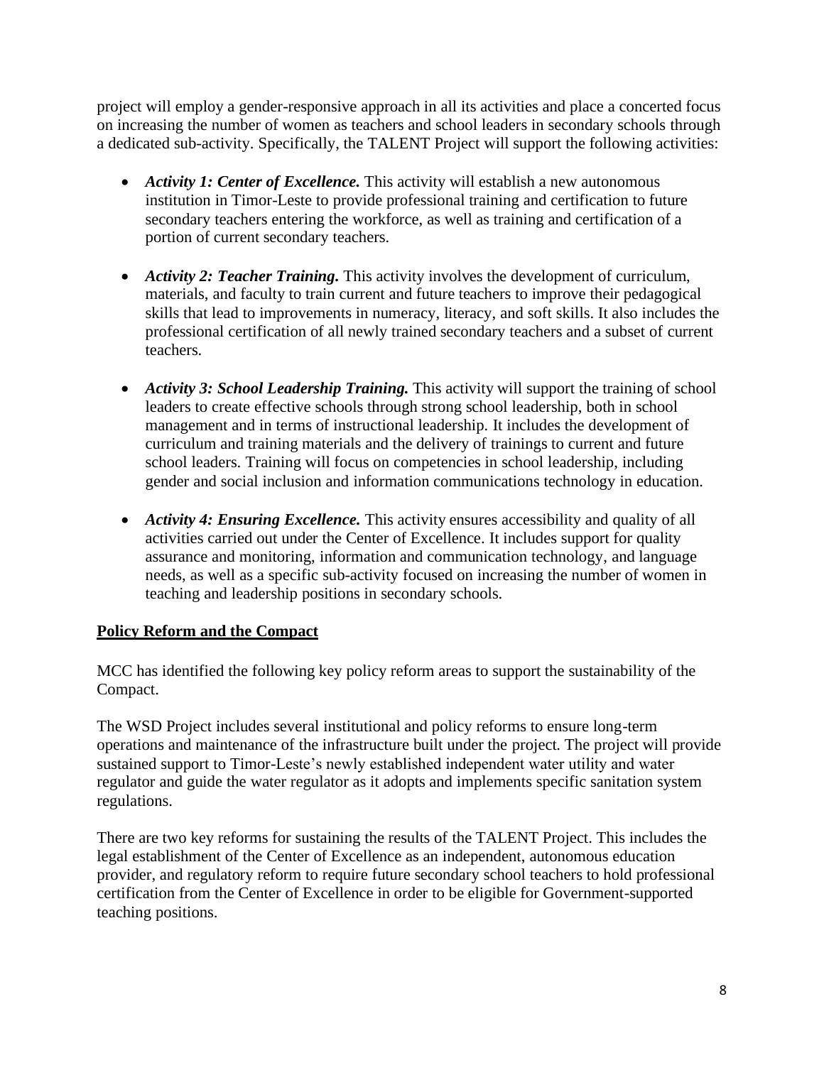project will employ a gender-responsive approach in all its activities and place a concerted focus on increasing the number of women as teachers and school leaders in secondary schools through a dedicated sub-activity. Specifically, the TALENT Project will support the following activities:

- ***Activity 1: Center of Excellence.*** This activity will establish a new autonomous institution in Timor-Leste to provide professional training and certification to future secondary teachers entering the workforce, as well as training and certification of a portion of current secondary teachers.

- ***Activity 2: Teacher Training.*** This activity involves the development of curriculum, materials, and faculty to train current and future teachers to improve their pedagogical skills that lead to improvements in numeracy, literacy, and soft skills. It also includes the professional certification of all newly trained secondary teachers and a subset of current teachers.

- ***Activity 3: School Leadership Training.*** This activity will support the training of school leaders to create effective schools through strong school leadership, both in school management and in terms of instructional leadership. It includes the development of curriculum and training materials and the delivery of trainings to current and future school leaders. Training will focus on competencies in school leadership, including gender and social inclusion and information communications technology in education.

- ***Activity 4: Ensuring Excellence.*** This activity ensures accessibility and quality of all activities carried out under the Center of Excellence. It includes support for quality assurance and monitoring, information and communication technology, and language needs, as well as a specific sub-activity focused on increasing the number of women in teaching and leadership positions in secondary schools.

## Policy Reform and the Compact

MCC has identified the following key policy reform areas to support the sustainability of the Compact.

The WSD Project includes several institutional and policy reforms to ensure long-term operations and maintenance of the infrastructure built under the project. The project will provide sustained support to Timor-Leste's newly established independent water utility and water regulator and guide the water regulator as it adopts and implements specific sanitation system regulations.

There are two key reforms for sustaining the results of the TALENT Project. This includes the legal establishment of the Center of Excellence as an independent, autonomous education provider, and regulatory reform to require future secondary school teachers to hold professional certification from the Center of Excellence in order to be eligible for Government-supported teaching positions.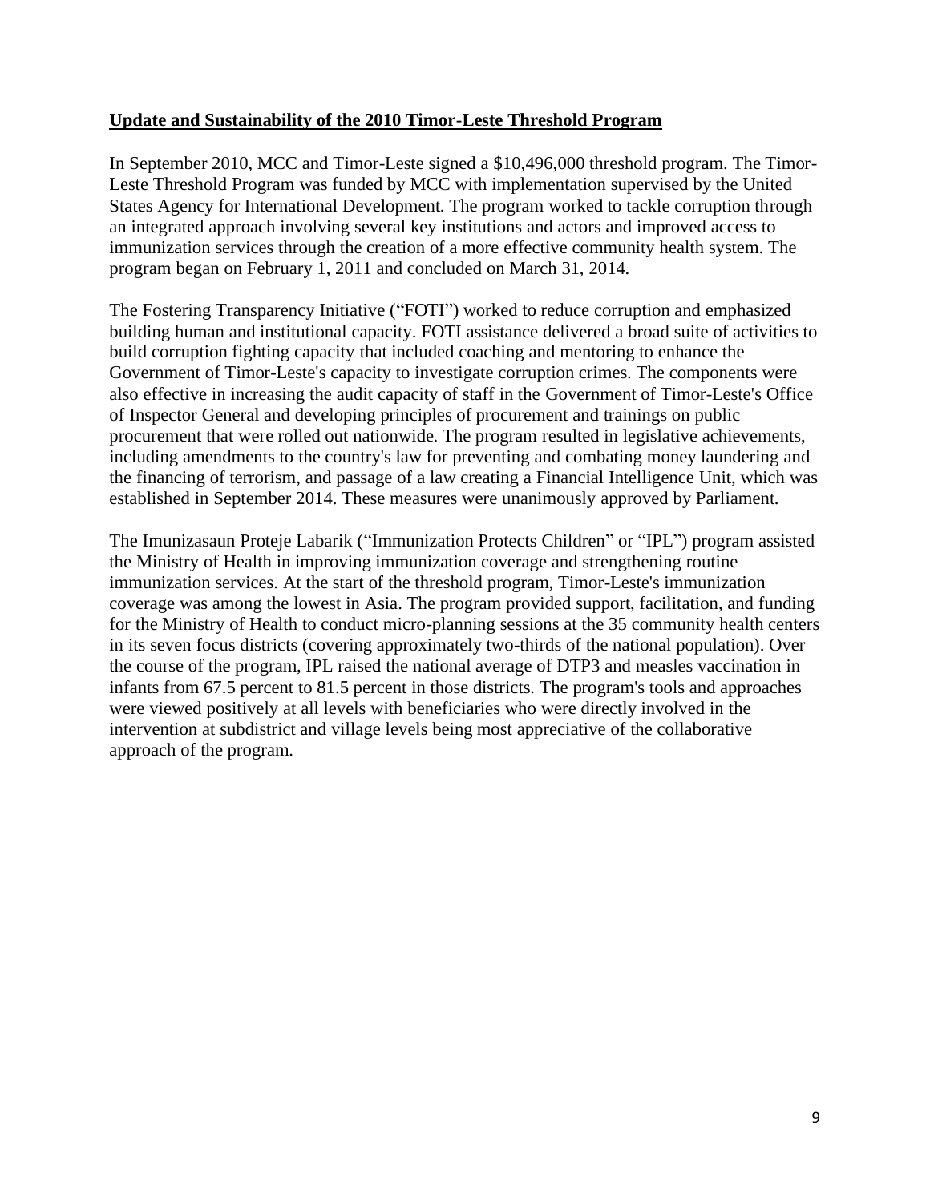**Update and Sustainability of the 2010 Timor-Leste Threshold Program**

In September 2010, MCC and Timor-Leste signed a $10,496,000 threshold program. The Timor-Leste Threshold Program was funded by MCC with implementation supervised by the United States Agency for International Development. The program worked to tackle corruption through an integrated approach involving several key institutions and actors and improved access to immunization services through the creation of a more effective community health system. The program began on February 1, 2011 and concluded on March 31, 2014.

The Fostering Transparency Initiative ("FOTI") worked to reduce corruption and emphasized building human and institutional capacity. FOTI assistance delivered a broad suite of activities to build corruption fighting capacity that included coaching and mentoring to enhance the Government of Timor-Leste's capacity to investigate corruption crimes. The components were also effective in increasing the audit capacity of staff in the Government of Timor-Leste's Office of Inspector General and developing principles of procurement and trainings on public procurement that were rolled out nationwide. The program resulted in legislative achievements, including amendments to the country's law for preventing and combating money laundering and the financing of terrorism, and passage of a law creating a Financial Intelligence Unit, which was established in September 2014. These measures were unanimously approved by Parliament.

The Imunizasaun Proteje Labarik ("Immunization Protects Children" or "IPL") program assisted the Ministry of Health in improving immunization coverage and strengthening routine immunization services. At the start of the threshold program, Timor-Leste's immunization coverage was among the lowest in Asia. The program provided support, facilitation, and funding for the Ministry of Health to conduct micro-planning sessions at the 35 community health centers in its seven focus districts (covering approximately two-thirds of the national population). Over the course of the program, IPL raised the national average of DTP3 and measles vaccination in infants from 67.5 percent to 81.5 percent in those districts. The program's tools and approaches were viewed positively at all levels with beneficiaries who were directly involved in the intervention at subdistrict and village levels being most appreciative of the collaborative approach of the program.